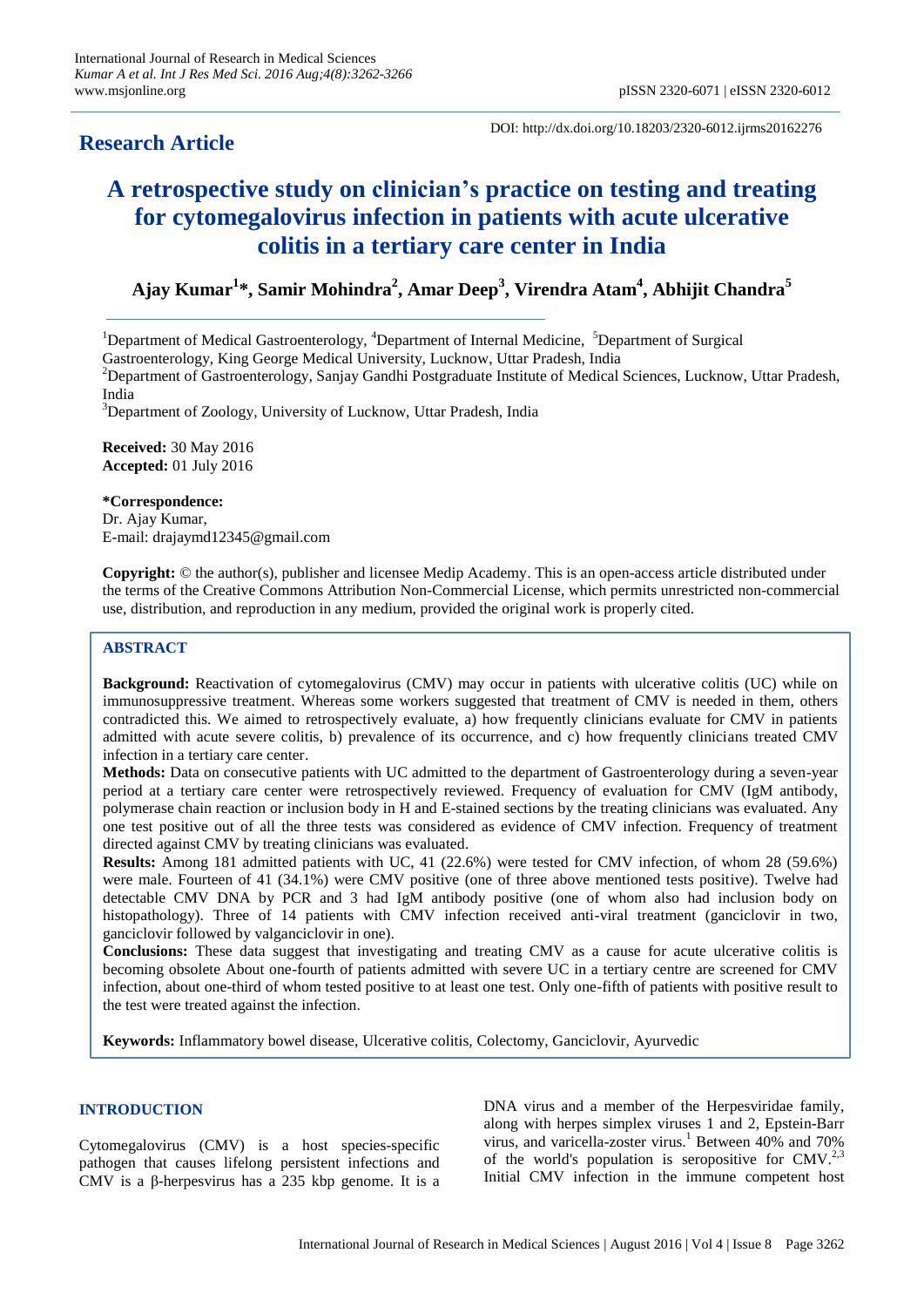**Research Article**

DOI: http://dx.doi.org/10.18203/2320-6012.ijrms20162276

# A retrospective study on clinician's practice on testing and treating for cytomegalovirus infection in patients with acute ulcerative colitis in a tertiary care center in India

**Ajay Kumar[1]*, Samir Mohindra[2], Amar Deep[3], Virendra Atam[4], Abhijit Chandra[5]**

[1]Department of Medical Gastroenterology, [4]Department of Internal Medicine, [5]Department of Surgical Gastroenterology, King George Medical University, Lucknow, Uttar Pradesh, India

[2]Department of Gastroenterology, Sanjay Gandhi Postgraduate Institute of Medical Sciences, Lucknow, Uttar Pradesh, India

[3]Department of Zoology, University of Lucknow, Uttar Pradesh, India

**Received:** 30 May 2016
**Accepted:** 01 July 2016

**\*Correspondence:**
Dr. Ajay Kumar,
E-mail: drajaymd12345@gmail.com

**Copyright:** © the author(s), publisher and licensee Medip Academy. This is an open-access article distributed under the terms of the Creative Commons Attribution Non-Commercial License, which permits unrestricted non-commercial use, distribution, and reproduction in any medium, provided the original work is properly cited.

## ABSTRACT

**Background:** Reactivation of cytomegalovirus (CMV) may occur in patients with ulcerative colitis (UC) while on immunosuppressive treatment. Whereas some workers suggested that treatment of CMV is needed in them, others contradicted this. We aimed to retrospectively evaluate, a) how frequently clinicians evaluate for CMV in patients admitted with acute severe colitis, b) prevalence of its occurrence, and c) how frequently clinicians treated CMV infection in a tertiary care center.

**Methods:** Data on consecutive patients with UC admitted to the department of Gastroenterology during a seven-year period at a tertiary care center were retrospectively reviewed. Frequency of evaluation for CMV (IgM antibody, polymerase chain reaction or inclusion body in H and E-stained sections by the treating clinicians was evaluated. Any one test positive out of all the three tests was considered as evidence of CMV infection. Frequency of treatment directed against CMV by treating clinicians was evaluated.

**Results:** Among 181 admitted patients with UC, 41 (22.6%) were tested for CMV infection, of whom 28 (59.6%) were male. Fourteen of 41 (34.1%) were CMV positive (one of three above mentioned tests positive). Twelve had detectable CMV DNA by PCR and 3 had IgM antibody positive (one of whom also had inclusion body on histopathology). Three of 14 patients with CMV infection received anti-viral treatment (ganciclovir in two, ganciclovir followed by valganciclovir in one).

**Conclusions:** These data suggest that investigating and treating CMV as a cause for acute ulcerative colitis is becoming obsolete About one-fourth of patients admitted with severe UC in a tertiary centre are screened for CMV infection, about one-third of whom tested positive to at least one test. Only one-fifth of patients with positive result to the test were treated against the infection.

**Keywords:** Inflammatory bowel disease, Ulcerative colitis, Colectomy, Ganciclovir, Ayurvedic

## INTRODUCTION

Cytomegalovirus (CMV) is a host species-specific pathogen that causes lifelong persistent infections and CMV is a β-herpesvirus has a 235 kbp genome. It is a DNA virus and a member of the Herpesviridae family, along with herpes simplex viruses 1 and 2, Epstein-Barr virus, and varicella-zoster virus.[1] Between 40% and 70% of the world's population is seropositive for CMV.[2,3] Initial CMV infection in the immune competent host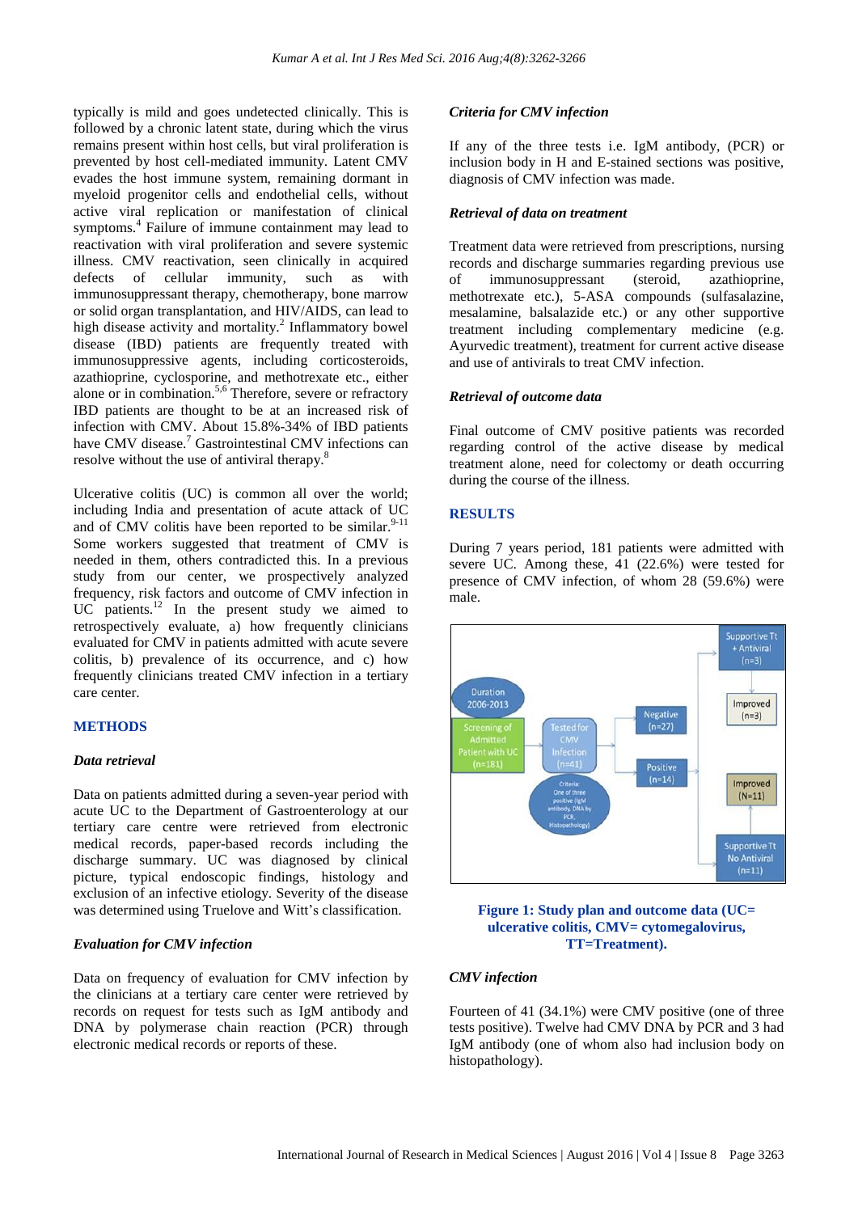typically is mild and goes undetected clinically. This is followed by a chronic latent state, during which the virus remains present within host cells, but viral proliferation is prevented by host cell-mediated immunity. Latent CMV evades the host immune system, remaining dormant in myeloid progenitor cells and endothelial cells, without active viral replication or manifestation of clinical symptoms.[4] Failure of immune containment may lead to reactivation with viral proliferation and severe systemic illness. CMV reactivation, seen clinically in acquired defects of cellular immunity, such as with immunosuppressant therapy, chemotherapy, bone marrow or solid organ transplantation, and HIV/AIDS, can lead to high disease activity and mortality.[2] Inflammatory bowel disease (IBD) patients are frequently treated with immunosuppressive agents, including corticosteroids, azathioprine, cyclosporine, and methotrexate etc., either alone or in combination.[5,6] Therefore, severe or refractory IBD patients are thought to be at an increased risk of infection with CMV. About 15.8%-34% of IBD patients have CMV disease.[7] Gastrointestinal CMV infections can resolve without the use of antiviral therapy.[8]

Ulcerative colitis (UC) is common all over the world; including India and presentation of acute attack of UC and of CMV colitis have been reported to be similar.[9-11] Some workers suggested that treatment of CMV is needed in them, others contradicted this. In a previous study from our center, we prospectively analyzed frequency, risk factors and outcome of CMV infection in UC patients.[12] In the present study we aimed to retrospectively evaluate, a) how frequently clinicians evaluated for CMV in patients admitted with acute severe colitis, b) prevalence of its occurrence, and c) how frequently clinicians treated CMV infection in a tertiary care center.

## METHODS

### *Data retrieval*

Data on patients admitted during a seven-year period with acute UC to the Department of Gastroenterology at our tertiary care centre were retrieved from electronic medical records, paper-based records including the discharge summary. UC was diagnosed by clinical picture, typical endoscopic findings, histology and exclusion of an infective etiology. Severity of the disease was determined using Truelove and Witt's classification.

### *Evaluation for CMV infection*

Data on frequency of evaluation for CMV infection by the clinicians at a tertiary care center were retrieved by records on request for tests such as IgM antibody and DNA by polymerase chain reaction (PCR) through electronic medical records or reports of these.

### *Criteria for CMV infection*

If any of the three tests i.e. IgM antibody, (PCR) or inclusion body in H and E-stained sections was positive, diagnosis of CMV infection was made.

### *Retrieval of data on treatment*

Treatment data were retrieved from prescriptions, nursing records and discharge summaries regarding previous use of immunosuppressant (steroid, azathioprine, methotrexate etc.), 5-ASA compounds (sulfasalazine, mesalamine, balsalazide etc.) or any other supportive treatment including complementary medicine (e.g. Ayurvedic treatment), treatment for current active disease and use of antivirals to treat CMV infection.

### *Retrieval of outcome data*

Final outcome of CMV positive patients was recorded regarding control of the active disease by medical treatment alone, need for colectomy or death occurring during the course of the illness.

## RESULTS

During 7 years period, 181 patients were admitted with severe UC. Among these, 41 (22.6%) were tested for presence of CMV infection, of whom 28 (59.6%) were male.

Duration 2006-2013 → Screening of Admitted Patient with UC (n=181) → Tested for CMV Infection (n=41) [Criteria: One of three positive (IgM antibody, DNA by PCR, Histopathology)] → Negative (n=27); Positive (n=14) → Supportive Tt + Antiviral (n=3) → Improved (n=3); Supportive Tt No Antiviral (n=11) → Improved (N=11)

**Figure 1: Study plan and outcome data (UC= ulcerative colitis, CMV= cytomegalovirus, TT=Treatment).**

### *CMV infection*

Fourteen of 41 (34.1%) were CMV positive (one of three tests positive). Twelve had CMV DNA by PCR and 3 had IgM antibody (one of whom also had inclusion body on histopathology).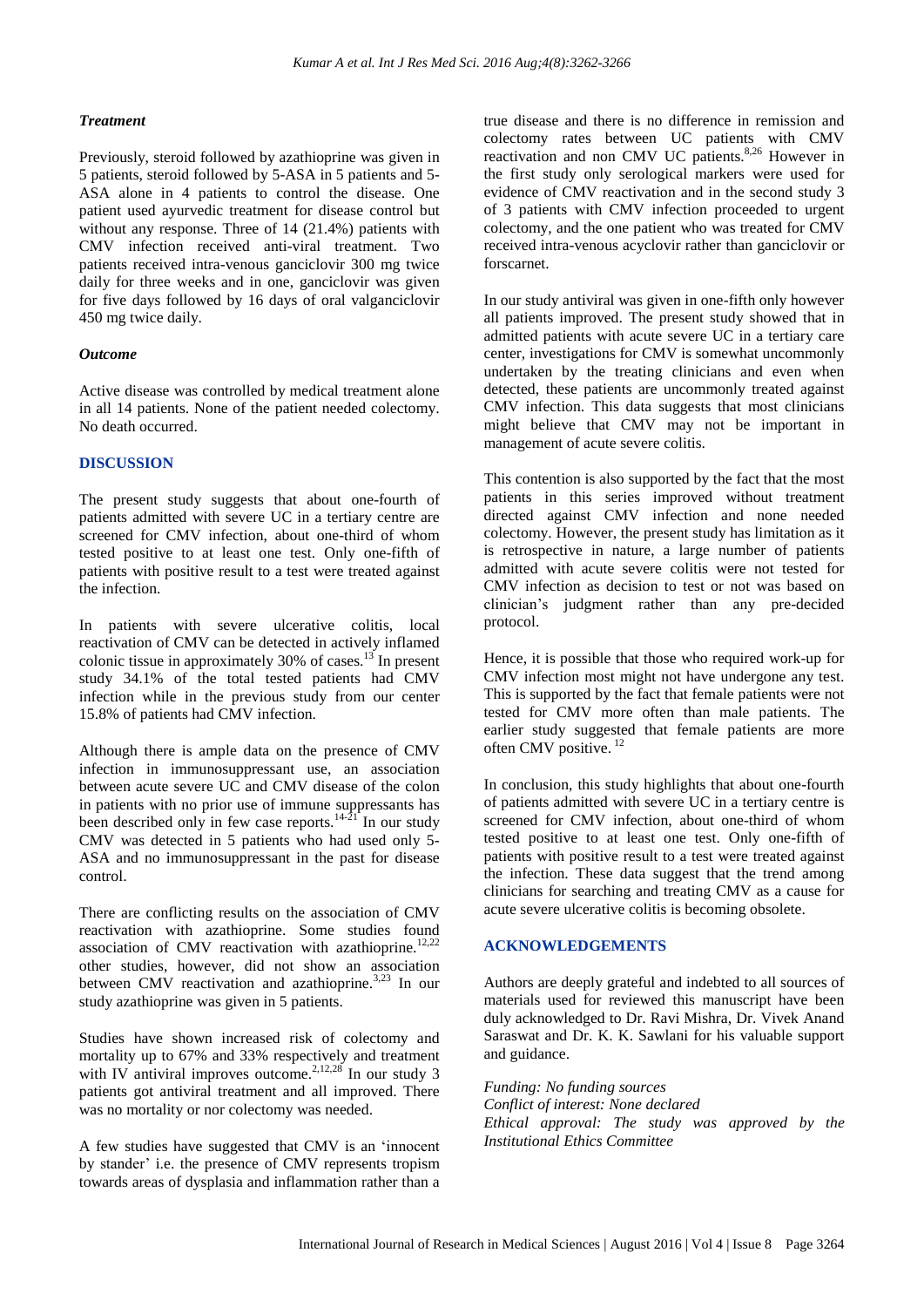### *Treatment*

Previously, steroid followed by azathioprine was given in 5 patients, steroid followed by 5-ASA in 5 patients and 5-ASA alone in 4 patients to control the disease. One patient used ayurvedic treatment for disease control but without any response. Three of 14 (21.4%) patients with CMV infection received anti-viral treatment. Two patients received intra-venous ganciclovir 300 mg twice daily for three weeks and in one, ganciclovir was given for five days followed by 16 days of oral valganciclovir 450 mg twice daily.

### *Outcome*

Active disease was controlled by medical treatment alone in all 14 patients. None of the patient needed colectomy. No death occurred.

## DISCUSSION

The present study suggests that about one-fourth of patients admitted with severe UC in a tertiary centre are screened for CMV infection, about one-third of whom tested positive to at least one test. Only one-fifth of patients with positive result to a test were treated against the infection.

In patients with severe ulcerative colitis, local reactivation of CMV can be detected in actively inflamed colonic tissue in approximately 30% of cases.[13] In present study 34.1% of the total tested patients had CMV infection while in the previous study from our center 15.8% of patients had CMV infection.

Although there is ample data on the presence of CMV infection in immunosuppressant use, an association between acute severe UC and CMV disease of the colon in patients with no prior use of immune suppressants has been described only in few case reports.[14-21] In our study CMV was detected in 5 patients who had used only 5-ASA and no immunosuppressant in the past for disease control.

There are conflicting results on the association of CMV reactivation with azathioprine. Some studies found association of CMV reactivation with azathioprine.[12,22] other studies, however, did not show an association between CMV reactivation and azathioprine.[3,23] In our study azathioprine was given in 5 patients.

Studies have shown increased risk of colectomy and mortality up to 67% and 33% respectively and treatment with IV antiviral improves outcome.[2,12,28] In our study 3 patients got antiviral treatment and all improved. There was no mortality or nor colectomy was needed.

A few studies have suggested that CMV is an 'innocent by stander' i.e. the presence of CMV represents tropism towards areas of dysplasia and inflammation rather than a true disease and there is no difference in remission and colectomy rates between UC patients with CMV reactivation and non CMV UC patients.[8,26] However in the first study only serological markers were used for evidence of CMV reactivation and in the second study 3 of 3 patients with CMV infection proceeded to urgent colectomy, and the one patient who was treated for CMV received intra-venous acyclovir rather than ganciclovir or forscarnet.

In our study antiviral was given in one-fifth only however all patients improved. The present study showed that in admitted patients with acute severe UC in a tertiary care center, investigations for CMV is somewhat uncommonly undertaken by the treating clinicians and even when detected, these patients are uncommonly treated against CMV infection. This data suggests that most clinicians might believe that CMV may not be important in management of acute severe colitis.

This contention is also supported by the fact that the most patients in this series improved without treatment directed against CMV infection and none needed colectomy. However, the present study has limitation as it is retrospective in nature, a large number of patients admitted with acute severe colitis were not tested for CMV infection as decision to test or not was based on clinician's judgment rather than any pre-decided protocol.

Hence, it is possible that those who required work-up for CMV infection most might not have undergone any test. This is supported by the fact that female patients were not tested for CMV more often than male patients. The earlier study suggested that female patients are more often CMV positive.[12]

In conclusion, this study highlights that about one-fourth of patients admitted with severe UC in a tertiary centre is screened for CMV infection, about one-third of whom tested positive to at least one test. Only one-fifth of patients with positive result to a test were treated against the infection. These data suggest that the trend among clinicians for searching and treating CMV as a cause for acute severe ulcerative colitis is becoming obsolete.

## ACKNOWLEDGEMENTS

Authors are deeply grateful and indebted to all sources of materials used for reviewed this manuscript have been duly acknowledged to Dr. Ravi Mishra, Dr. Vivek Anand Saraswat and Dr. K. K. Sawlani for his valuable support and guidance.

*Funding: No funding sources*
*Conflict of interest: None declared*
*Ethical approval: The study was approved by the Institutional Ethics Committee*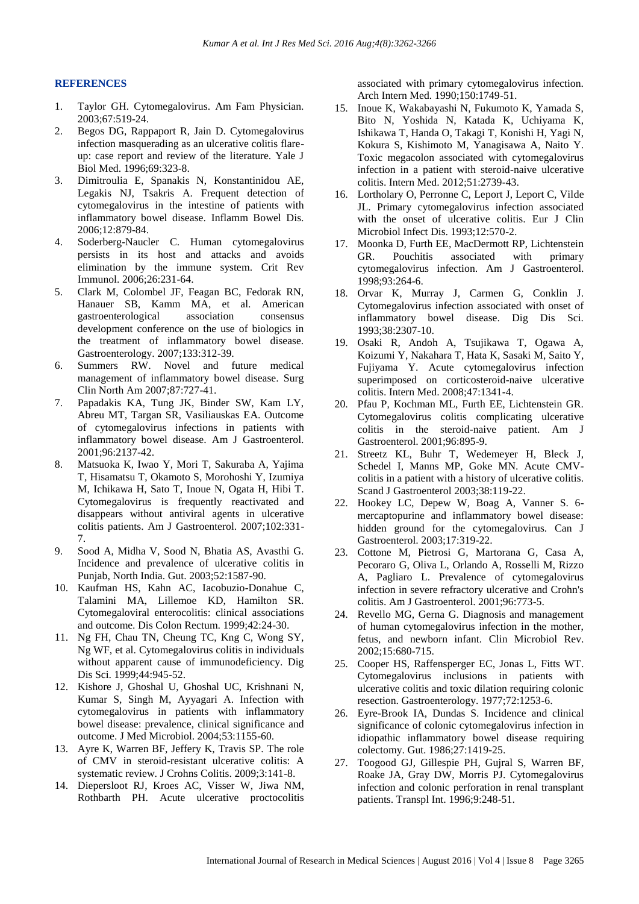## REFERENCES

1. Taylor GH. Cytomegalovirus. Am Fam Physician. 2003;67:519-24.
2. Begos DG, Rappaport R, Jain D. Cytomegalovirus infection masquerading as an ulcerative colitis flare-up: case report and review of the literature. Yale J Biol Med. 1996;69:323-8.
3. Dimitroulia E, Spanakis N, Konstantinidou AE, Legakis NJ, Tsakris A. Frequent detection of cytomegalovirus in the intestine of patients with inflammatory bowel disease. Inflamm Bowel Dis. 2006;12:879-84.
4. Soderberg-Naucler C. Human cytomegalovirus persists in its host and attacks and avoids elimination by the immune system. Crit Rev Immunol. 2006;26:231-64.
5. Clark M, Colombel JF, Feagan BC, Fedorak RN, Hanauer SB, Kamm MA, et al. American gastroenterological association consensus development conference on the use of biologics in the treatment of inflammatory bowel disease. Gastroenterology. 2007;133:312-39.
6. Summers RW. Novel and future medical management of inflammatory bowel disease. Surg Clin North Am 2007;87:727-41.
7. Papadakis KA, Tung JK, Binder SW, Kam LY, Abreu MT, Targan SR, Vasiliauskas EA. Outcome of cytomegalovirus infections in patients with inflammatory bowel disease. Am J Gastroenterol. 2001;96:2137-42.
8. Matsuoka K, Iwao Y, Mori T, Sakuraba A, Yajima T, Hisamatsu T, Okamoto S, Morohoshi Y, Izumiya M, Ichikawa H, Sato T, Inoue N, Ogata H, Hibi T. Cytomegalovirus is frequently reactivated and disappears without antiviral agents in ulcerative colitis patients. Am J Gastroenterol. 2007;102:331-7.
9. Sood A, Midha V, Sood N, Bhatia AS, Avasthi G. Incidence and prevalence of ulcerative colitis in Punjab, North India. Gut. 2003;52:1587-90.
10. Kaufman HS, Kahn AC, Iacobuzio-Donahue C, Talamini MA, Lillemoe KD, Hamilton SR. Cytomegaloviral enterocolitis: clinical associations and outcome. Dis Colon Rectum. 1999;42:24-30.
11. Ng FH, Chau TN, Cheung TC, Kng C, Wong SY, Ng WF, et al. Cytomegalovirus colitis in individuals without apparent cause of immunodeficiency. Dig Dis Sci. 1999;44:945-52.
12. Kishore J, Ghoshal U, Ghoshal UC, Krishnani N, Kumar S, Singh M, Ayyagari A. Infection with cytomegalovirus in patients with inflammatory bowel disease: prevalence, clinical significance and outcome. J Med Microbiol. 2004;53:1155-60.
13. Ayre K, Warren BF, Jeffery K, Travis SP. The role of CMV in steroid-resistant ulcerative colitis: A systematic review. J Crohns Colitis. 2009;3:141-8.
14. Diepersloot RJ, Kroes AC, Visser W, Jiwa NM, Rothbarth PH. Acute ulcerative proctocolitis associated with primary cytomegalovirus infection. Arch Intern Med. 1990;150:1749-51.
15. Inoue K, Wakabayashi N, Fukumoto K, Yamada S, Bito N, Yoshida N, Katada K, Uchiyama K, Ishikawa T, Handa O, Takagi T, Konishi H, Yagi N, Kokura S, Kishimoto M, Yanagisawa A, Naito Y. Toxic megacolon associated with cytomegalovirus infection in a patient with steroid-naive ulcerative colitis. Intern Med. 2012;51:2739-43.
16. Lortholary O, Perronne C, Leport J, Leport C, Vilde JL. Primary cytomegalovirus infection associated with the onset of ulcerative colitis. Eur J Clin Microbiol Infect Dis. 1993;12:570-2.
17. Moonka D, Furth EE, MacDermott RP, Lichtenstein GR. Pouchitis associated with primary cytomegalovirus infection. Am J Gastroenterol. 1998;93:264-6.
18. Orvar K, Murray J, Carmen G, Conklin J. Cytomegalovirus infection associated with onset of inflammatory bowel disease. Dig Dis Sci. 1993;38:2307-10.
19. Osaki R, Andoh A, Tsujikawa T, Ogawa A, Koizumi Y, Nakahara T, Hata K, Sasaki M, Saito Y, Fujiyama Y. Acute cytomegalovirus infection superimposed on corticosteroid-naive ulcerative colitis. Intern Med. 2008;47:1341-4.
20. Pfau P, Kochman ML, Furth EE, Lichtenstein GR. Cytomegalovirus colitis complicating ulcerative colitis in the steroid-naive patient. Am J Gastroenterol. 2001;96:895-9.
21. Streetz KL, Buhr T, Wedemeyer H, Bleck J, Schedel I, Manns MP, Goke MN. Acute CMV-colitis in a patient with a history of ulcerative colitis. Scand J Gastroenterol 2003;38:119-22.
22. Hookey LC, Depew W, Boag A, Vanner S. 6-mercaptopurine and inflammatory bowel disease: hidden ground for the cytomegalovirus. Can J Gastroenterol. 2003;17:319-22.
23. Cottone M, Pietrosi G, Martorana G, Casa A, Pecoraro G, Oliva L, Orlando A, Rosselli M, Rizzo A, Pagliaro L. Prevalence of cytomegalovirus infection in severe refractory ulcerative and Crohn's colitis. Am J Gastroenterol. 2001;96:773-5.
24. Revello MG, Gerna G. Diagnosis and management of human cytomegalovirus infection in the mother, fetus, and newborn infant. Clin Microbiol Rev. 2002;15:680-715.
25. Cooper HS, Raffensperger EC, Jonas L, Fitts WT. Cytomegalovirus inclusions in patients with ulcerative colitis and toxic dilation requiring colonic resection. Gastroenterology. 1977;72:1253-6.
26. Eyre-Brook IA, Dundas S. Incidence and clinical significance of colonic cytomegalovirus infection in idiopathic inflammatory bowel disease requiring colectomy. Gut. 1986;27:1419-25.
27. Toogood GJ, Gillespie PH, Gujral S, Warren BF, Roake JA, Gray DW, Morris PJ. Cytomegalovirus infection and colonic perforation in renal transplant patients. Transpl Int. 1996;9:248-51.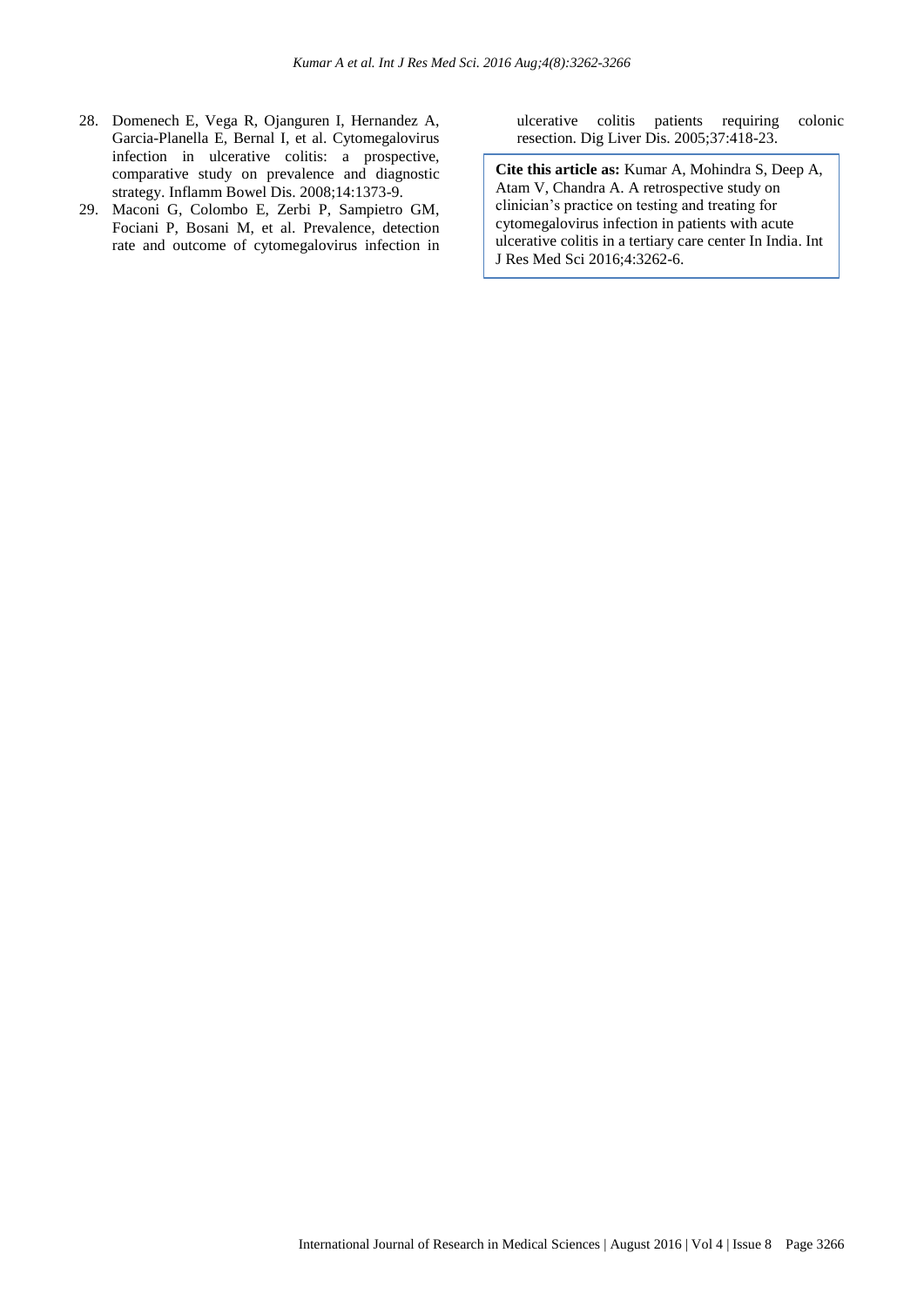28. Domenech E, Vega R, Ojanguren I, Hernandez A, Garcia-Planella E, Bernal I, et al. Cytomegalovirus infection in ulcerative colitis: a prospective, comparative study on prevalence and diagnostic strategy. Inflamm Bowel Dis. 2008;14:1373-9.
29. Maconi G, Colombo E, Zerbi P, Sampietro GM, Fociani P, Bosani M, et al. Prevalence, detection rate and outcome of cytomegalovirus infection in ulcerative colitis patients requiring colonic resection. Dig Liver Dis. 2005;37:418-23.

**Cite this article as:** Kumar A, Mohindra S, Deep A, Atam V, Chandra A. A retrospective study on clinician's practice on testing and treating for cytomegalovirus infection in patients with acute ulcerative colitis in a tertiary care center In India. Int J Res Med Sci 2016;4:3262-6.